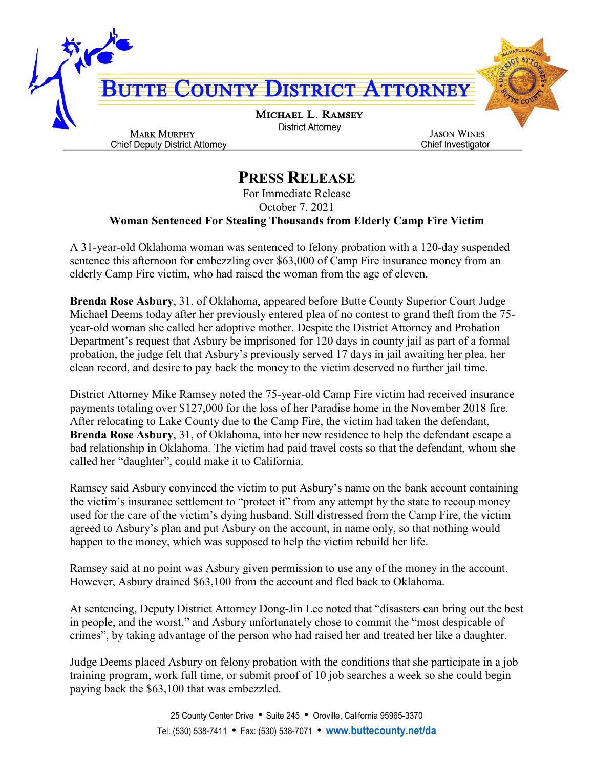# BUTTE COUNTY DISTRICT ATTORNEY

**MICHAEL L. RAMSEY**
District Attorney

MARK MURPHY
Chief Deputy District Attorney

JASON WINES
Chief Investigator

## PRESS RELEASE

For Immediate Release
October 7, 2021

**Woman Sentenced For Stealing Thousands from Elderly Camp Fire Victim**

A 31-year-old Oklahoma woman was sentenced to felony probation with a 120-day suspended sentence this afternoon for embezzling over $63,000 of Camp Fire insurance money from an elderly Camp Fire victim, who had raised the woman from the age of eleven.

**Brenda Rose Asbury**, 31, of Oklahoma, appeared before Butte County Superior Court Judge Michael Deems today after her previously entered plea of no contest to grand theft from the 75-year-old woman she called her adoptive mother. Despite the District Attorney and Probation Department's request that Asbury be imprisoned for 120 days in county jail as part of a formal probation, the judge felt that Asbury's previously served 17 days in jail awaiting her plea, her clean record, and desire to pay back the money to the victim deserved no further jail time.

District Attorney Mike Ramsey noted the 75-year-old Camp Fire victim had received insurance payments totaling over $127,000 for the loss of her Paradise home in the November 2018 fire. After relocating to Lake County due to the Camp Fire, the victim had taken the defendant, **Brenda Rose Asbury**, 31, of Oklahoma, into her new residence to help the defendant escape a bad relationship in Oklahoma. The victim had paid travel costs so that the defendant, whom she called her "daughter", could make it to California.

Ramsey said Asbury convinced the victim to put Asbury's name on the bank account containing the victim's insurance settlement to "protect it" from any attempt by the state to recoup money used for the care of the victim's dying husband. Still distressed from the Camp Fire, the victim agreed to Asbury's plan and put Asbury on the account, in name only, so that nothing would happen to the money, which was supposed to help the victim rebuild her life.

Ramsey said at no point was Asbury given permission to use any of the money in the account. However, Asbury drained $63,100 from the account and fled back to Oklahoma.

At sentencing, Deputy District Attorney Dong-Jin Lee noted that "disasters can bring out the best in people, and the worst," and Asbury unfortunately chose to commit the "most despicable of crimes", by taking advantage of the person who had raised her and treated her like a daughter.

Judge Deems placed Asbury on felony probation with the conditions that she participate in a job training program, work full time, or submit proof of 10 job searches a week so she could begin paying back the $63,100 that was embezzled.

25 County Center Drive • Suite 245 • Oroville, California 95965-3370
Tel: (530) 538-7411 • Fax: (530) 538-7071 • www.buttecounty.net/da